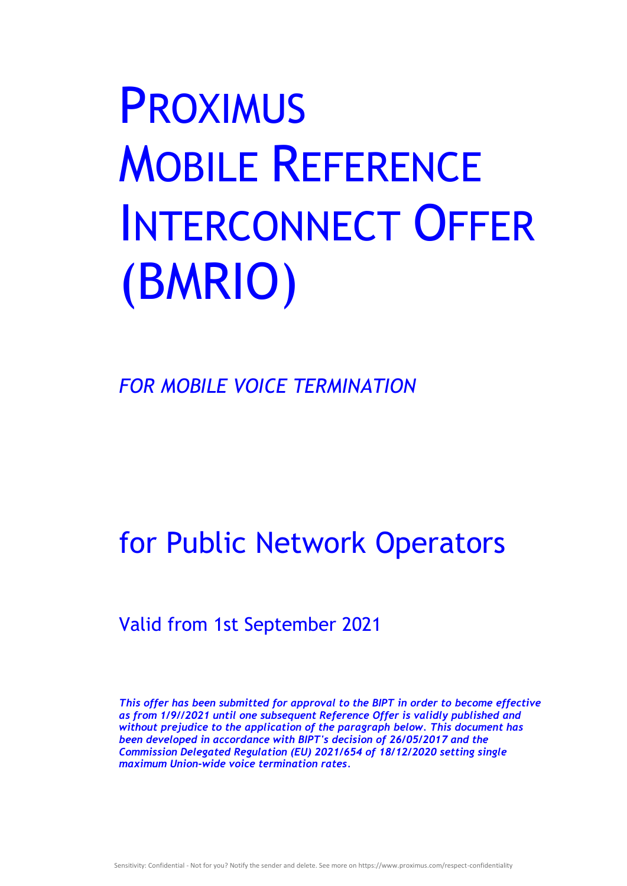# PROXIMUS MOBILE REFERENCE INTERCONNECT OFFER (BMRIO)

*FOR MOBILE VOICE TERMINATION*

## for Public Network Operators

Valid from 1st September 2021

***This offer has been submitted for approval to the BIPT in order to become effective as from 1/9//2021 until one subsequent Reference Offer is validly published and without prejudice to the application of the paragraph below. This document has been developed in accordance with BIPT's decision of 26/05/2017 and the Commission Delegated Regulation (EU) 2021/654 of 18/12/2020 setting single maximum Union-wide voice termination rates.***

Sensitivity: Confidential - Not for you? Notify the sender and delete. See more on https://www.proximus.com/respect-confidentiality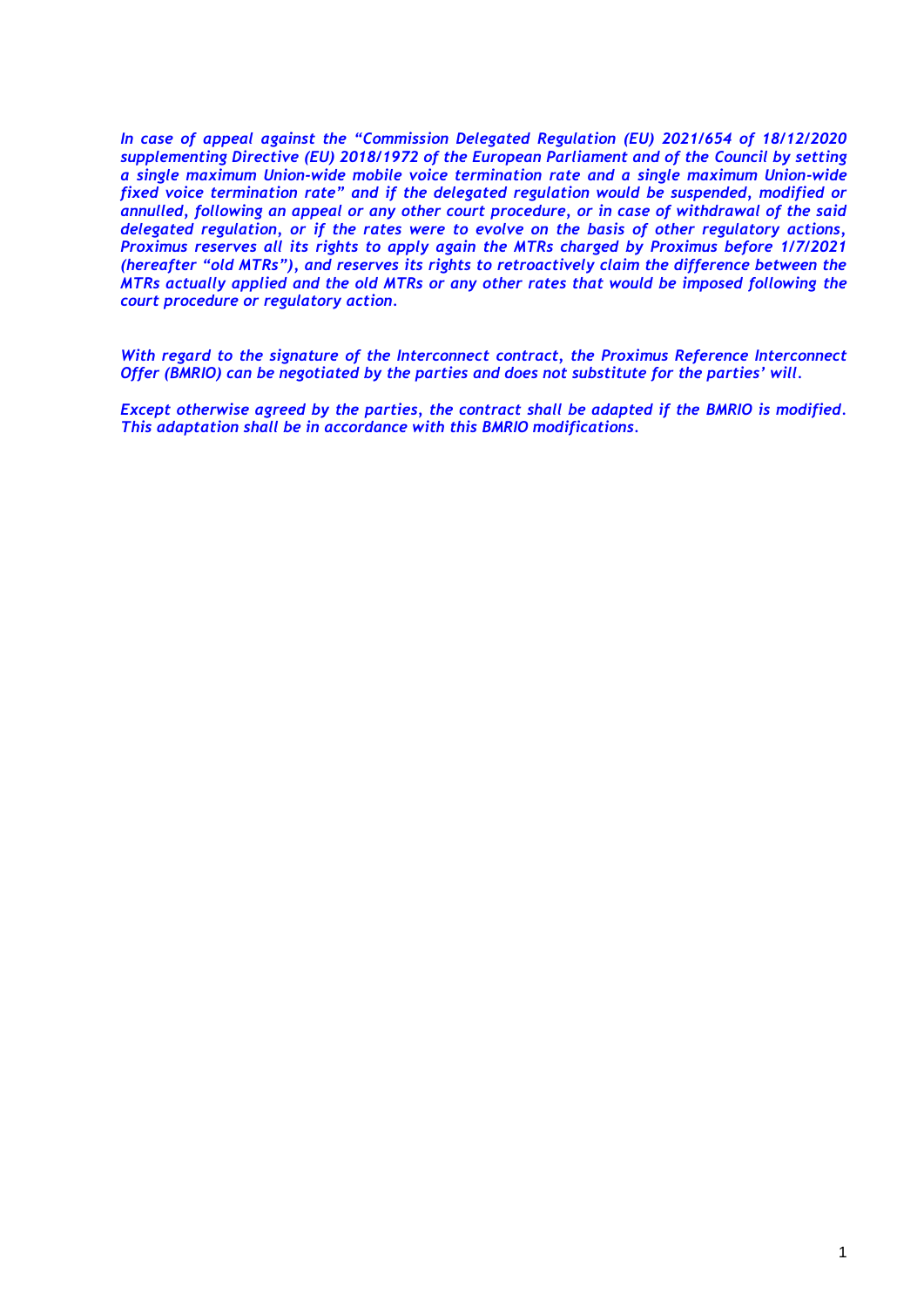*In case of appeal against the "Commission Delegated Regulation (EU) 2021/654 of 18/12/2020 supplementing Directive (EU) 2018/1972 of the European Parliament and of the Council by setting a single maximum Union-wide mobile voice termination rate and a single maximum Union-wide fixed voice termination rate" and if the delegated regulation would be suspended, modified or annulled, following an appeal or any other court procedure, or in case of withdrawal of the said delegated regulation, or if the rates were to evolve on the basis of other regulatory actions, Proximus reserves all its rights to apply again the MTRs charged by Proximus before 1/7/2021 (hereafter "old MTRs"), and reserves its rights to retroactively claim the difference between the MTRs actually applied and the old MTRs or any other rates that would be imposed following the court procedure or regulatory action.*

*With regard to the signature of the Interconnect contract, the Proximus Reference Interconnect Offer (BMRIO) can be negotiated by the parties and does not substitute for the parties' will.*

*Except otherwise agreed by the parties, the contract shall be adapted if the BMRIO is modified. This adaptation shall be in accordance with this BMRIO modifications.*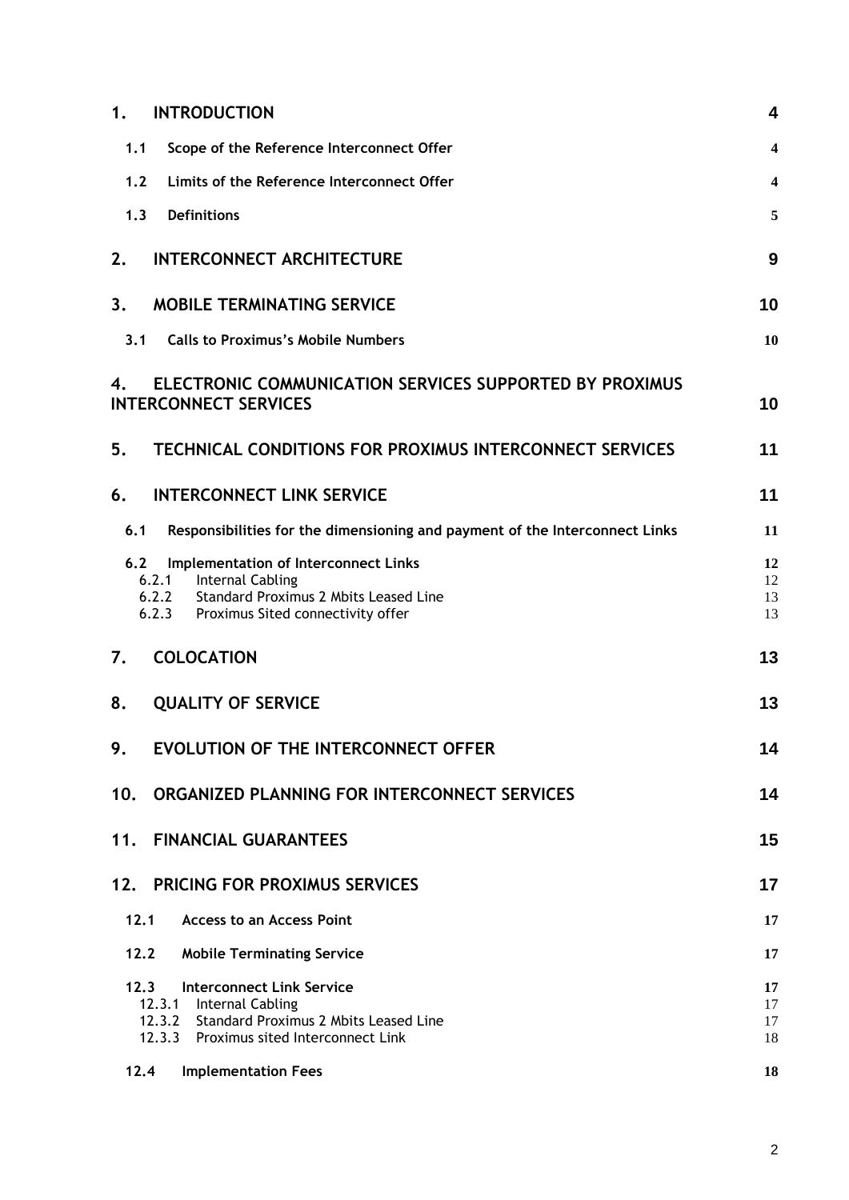1. **INTRODUCTION** 4

 1.1 Scope of the Reference Interconnect Offer 4

 1.2 Limits of the Reference Interconnect Offer 4

 1.3 Definitions 5

2. **INTERCONNECT ARCHITECTURE** 9

3. **MOBILE TERMINATING SERVICE** 10

 3.1 Calls to Proximus's Mobile Numbers 10

4. **ELECTRONIC COMMUNICATION SERVICES SUPPORTED BY PROXIMUS INTERCONNECT SERVICES** 10

5. **TECHNICAL CONDITIONS FOR PROXIMUS INTERCONNECT SERVICES** 11

6. **INTERCONNECT LINK SERVICE** 11

 6.1 Responsibilities for the dimensioning and payment of the Interconnect Links 11

 6.2 Implementation of Interconnect Links 12
  6.2.1 Internal Cabling 12
  6.2.2 Standard Proximus 2 Mbits Leased Line 13
  6.2.3 Proximus Sited connectivity offer 13

7. **COLOCATION** 13

8. **QUALITY OF SERVICE** 13

9. **EVOLUTION OF THE INTERCONNECT OFFER** 14

10. **ORGANIZED PLANNING FOR INTERCONNECT SERVICES** 14

11. **FINANCIAL GUARANTEES** 15

12. **PRICING FOR PROXIMUS SERVICES** 17

 12.1 Access to an Access Point 17

 12.2 Mobile Terminating Service 17

 12.3 Interconnect Link Service 17
  12.3.1 Internal Cabling 17
  12.3.2 Standard Proximus 2 Mbits Leased Line 17
  12.3.3 Proximus sited Interconnect Link 18

 12.4 Implementation Fees 18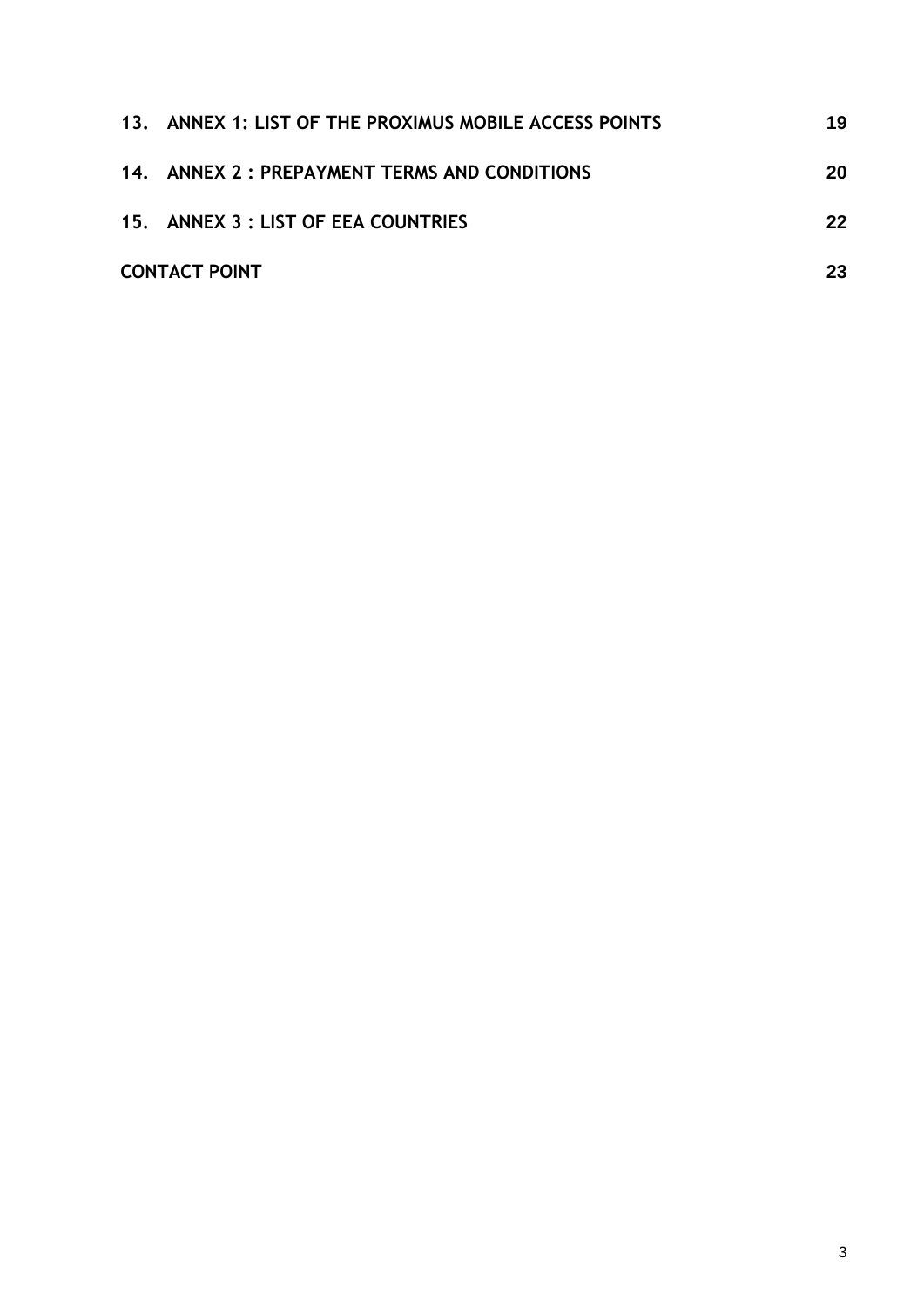13. ANNEX 1: LIST OF THE PROXIMUS MOBILE ACCESS POINTS 19

14. ANNEX 2 : PREPAYMENT TERMS AND CONDITIONS 20

15. ANNEX 3 : LIST OF EEA COUNTRIES 22

CONTACT POINT 23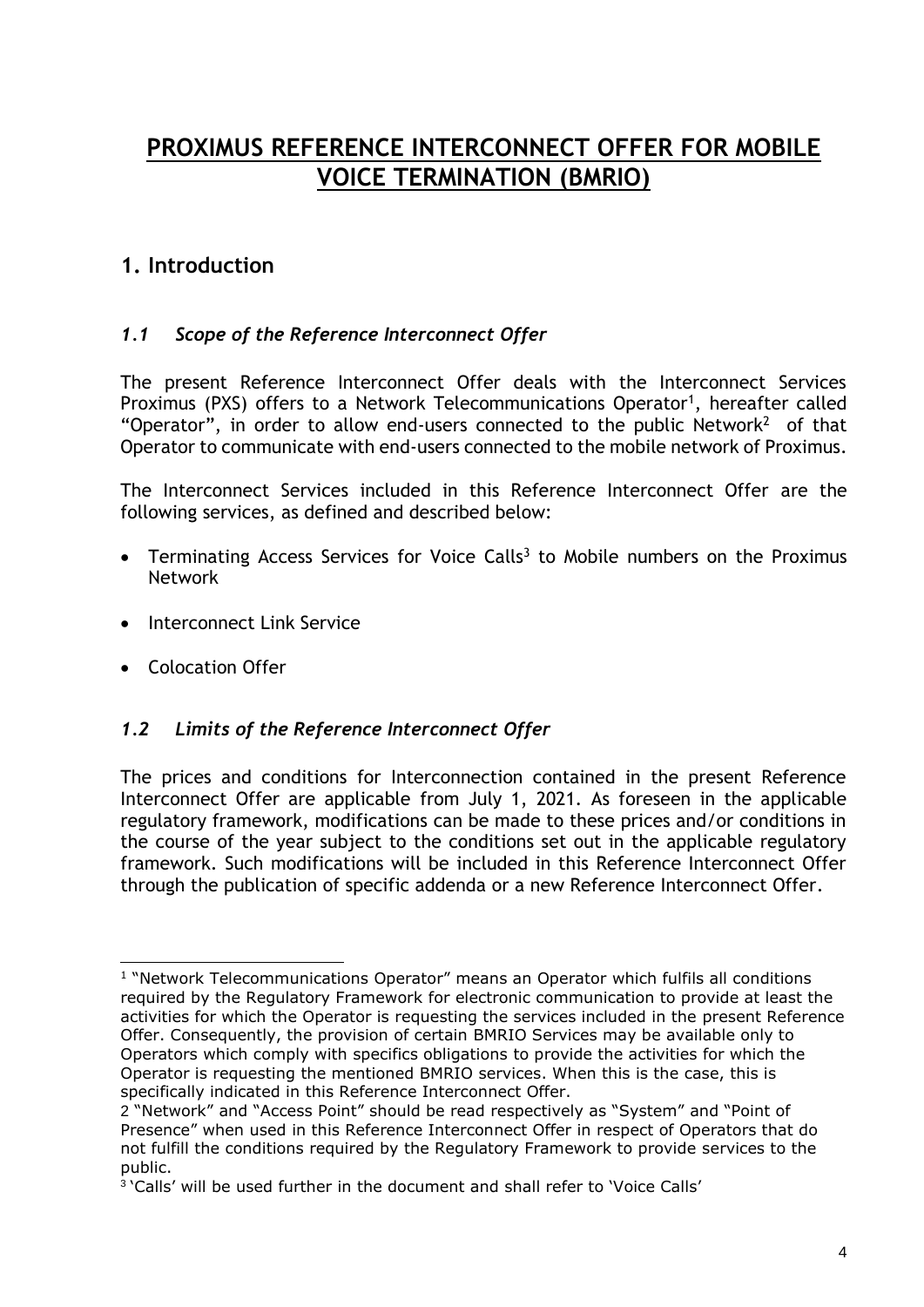# PROXIMUS REFERENCE INTERCONNECT OFFER FOR MOBILE VOICE TERMINATION (BMRIO)

## 1. Introduction

### *1.1 Scope of the Reference Interconnect Offer*

The present Reference Interconnect Offer deals with the Interconnect Services Proximus (PXS) offers to a Network Telecommunications Operator[1], hereafter called "Operator", in order to allow end-users connected to the public Network[2] of that Operator to communicate with end-users connected to the mobile network of Proximus.

The Interconnect Services included in this Reference Interconnect Offer are the following services, as defined and described below:

- Terminating Access Services for Voice Calls[3] to Mobile numbers on the Proximus Network
- Interconnect Link Service
- Colocation Offer

### *1.2 Limits of the Reference Interconnect Offer*

The prices and conditions for Interconnection contained in the present Reference Interconnect Offer are applicable from July 1, 2021. As foreseen in the applicable regulatory framework, modifications can be made to these prices and/or conditions in the course of the year subject to the conditions set out in the applicable regulatory framework. Such modifications will be included in this Reference Interconnect Offer through the publication of specific addenda or a new Reference Interconnect Offer.

---

[1] "Network Telecommunications Operator" means an Operator which fulfils all conditions required by the Regulatory Framework for electronic communication to provide at least the activities for which the Operator is requesting the services included in the present Reference Offer. Consequently, the provision of certain BMRIO Services may be available only to Operators which comply with specifics obligations to provide the activities for which the Operator is requesting the mentioned BMRIO services. When this is the case, this is specifically indicated in this Reference Interconnect Offer.

[2] "Network" and "Access Point" should be read respectively as "System" and "Point of Presence" when used in this Reference Interconnect Offer in respect of Operators that do not fulfill the conditions required by the Regulatory Framework to provide services to the public.

[3] 'Calls' will be used further in the document and shall refer to 'Voice Calls'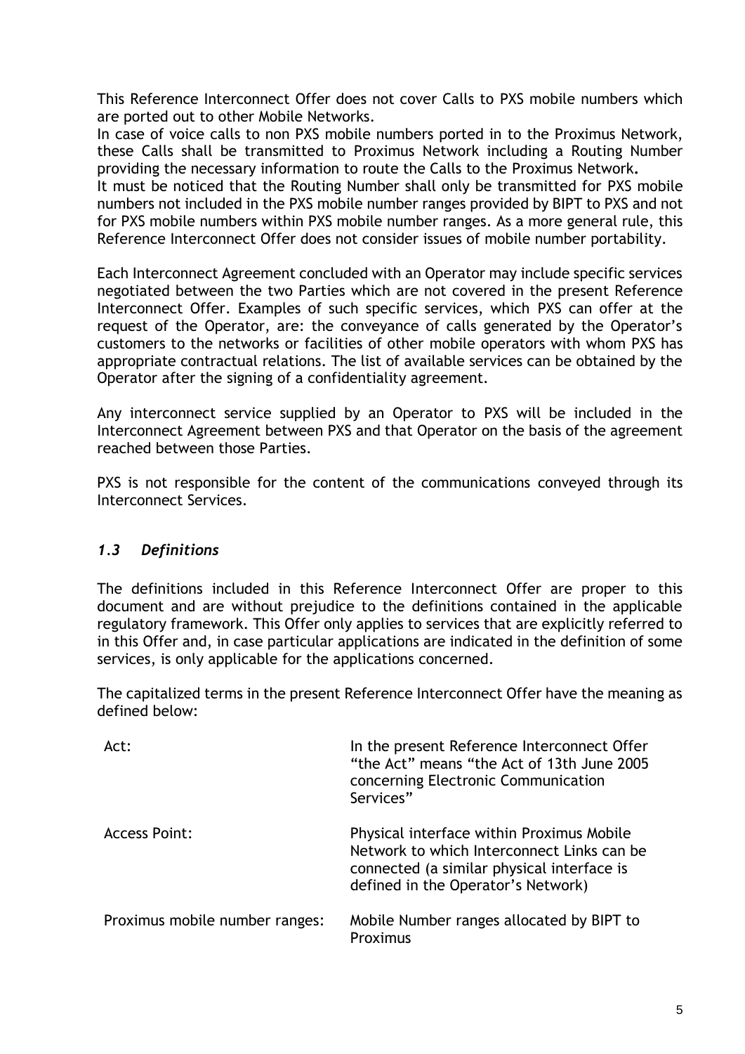This Reference Interconnect Offer does not cover Calls to PXS mobile numbers which are ported out to other Mobile Networks.
In case of voice calls to non PXS mobile numbers ported in to the Proximus Network, these Calls shall be transmitted to Proximus Network including a Routing Number providing the necessary information to route the Calls to the Proximus Network.
It must be noticed that the Routing Number shall only be transmitted for PXS mobile numbers not included in the PXS mobile number ranges provided by BIPT to PXS and not for PXS mobile numbers within PXS mobile number ranges. As a more general rule, this Reference Interconnect Offer does not consider issues of mobile number portability.

Each Interconnect Agreement concluded with an Operator may include specific services negotiated between the two Parties which are not covered in the present Reference Interconnect Offer. Examples of such specific services, which PXS can offer at the request of the Operator, are: the conveyance of calls generated by the Operator's customers to the networks or facilities of other mobile operators with whom PXS has appropriate contractual relations. The list of available services can be obtained by the Operator after the signing of a confidentiality agreement.

Any interconnect service supplied by an Operator to PXS will be included in the Interconnect Agreement between PXS and that Operator on the basis of the agreement reached between those Parties.

PXS is not responsible for the content of the communications conveyed through its Interconnect Services.

### *1.3 Definitions*

The definitions included in this Reference Interconnect Offer are proper to this document and are without prejudice to the definitions contained in the applicable regulatory framework. This Offer only applies to services that are explicitly referred to in this Offer and, in case particular applications are indicated in the definition of some services, is only applicable for the applications concerned.

The capitalized terms in the present Reference Interconnect Offer have the meaning as defined below:

| | |
|---|---|
| Act: | In the present Reference Interconnect Offer "the Act" means "the Act of 13th June 2005 concerning Electronic Communication Services" |
| Access Point: | Physical interface within Proximus Mobile Network to which Interconnect Links can be connected (a similar physical interface is defined in the Operator's Network) |
| Proximus mobile number ranges: | Mobile Number ranges allocated by BIPT to Proximus |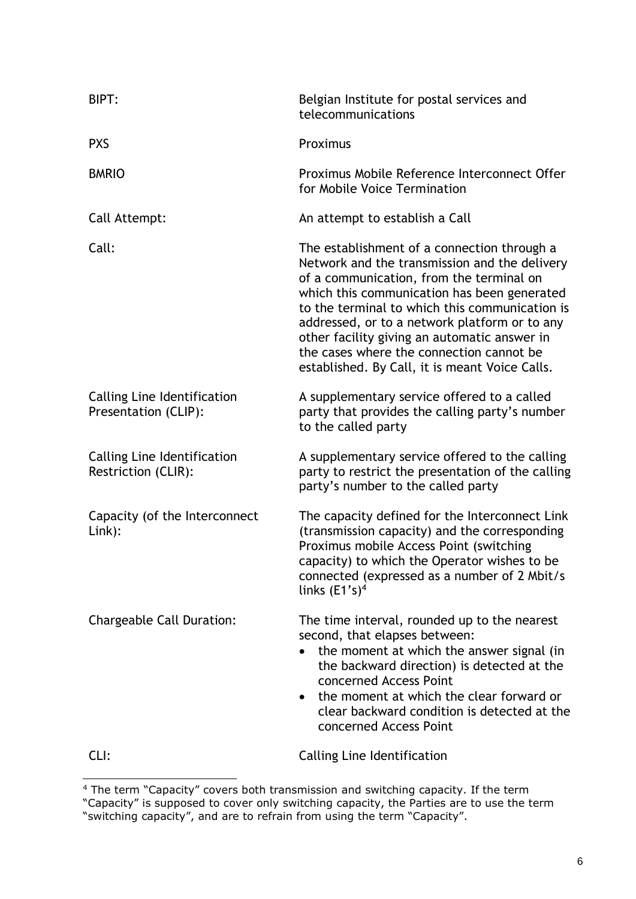| | |
|---|---|
| BIPT: | Belgian Institute for postal services and telecommunications |
| PXS | Proximus |
| BMRIO | Proximus Mobile Reference Interconnect Offer for Mobile Voice Termination |
| Call Attempt: | An attempt to establish a Call |
| Call: | The establishment of a connection through a Network and the transmission and the delivery of a communication, from the terminal on which this communication has been generated to the terminal to which this communication is addressed, or to a network platform or to any other facility giving an automatic answer in the cases where the connection cannot be established. By Call, it is meant Voice Calls. |
| Calling Line Identification Presentation (CLIP): | A supplementary service offered to a called party that provides the calling party's number to the called party |
| Calling Line Identification Restriction (CLIR): | A supplementary service offered to the calling party to restrict the presentation of the calling party's number to the called party |
| Capacity (of the Interconnect Link): | The capacity defined for the Interconnect Link (transmission capacity) and the corresponding Proximus mobile Access Point (switching capacity) to which the Operator wishes to be connected (expressed as a number of 2 Mbit/s links (E1's)[4] |
| Chargeable Call Duration: | The time interval, rounded up to the nearest second, that elapses between: <br>• the moment at which the answer signal (in the backward direction) is detected at the concerned Access Point <br>• the moment at which the clear forward or clear backward condition is detected at the concerned Access Point |
| CLI: | Calling Line Identification |

[4] The term "Capacity" covers both transmission and switching capacity. If the term "Capacity" is supposed to cover only switching capacity, the Parties are to use the term "switching capacity", and are to refrain from using the term "Capacity".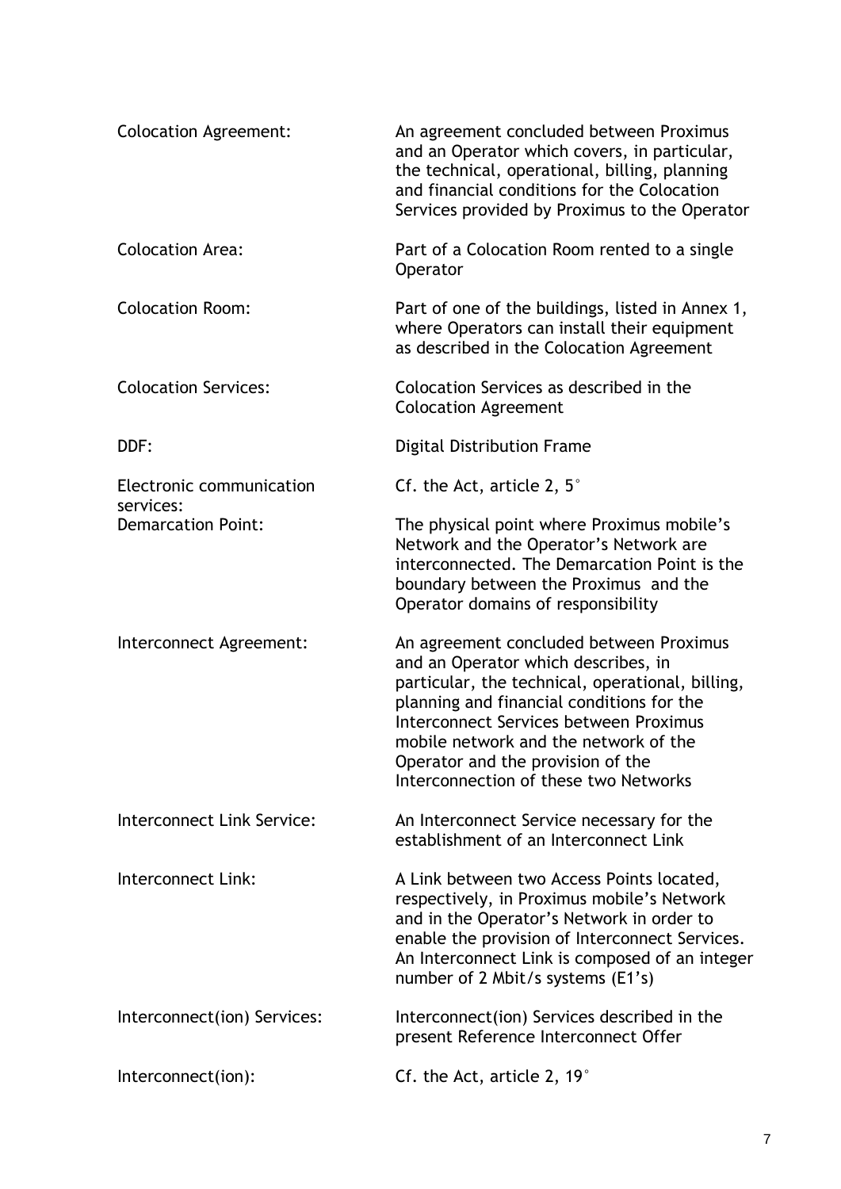| | |
|---|---|
| Colocation Agreement: | An agreement concluded between Proximus and an Operator which covers, in particular, the technical, operational, billing, planning and financial conditions for the Colocation Services provided by Proximus to the Operator |
| Colocation Area: | Part of a Colocation Room rented to a single Operator |
| Colocation Room: | Part of one of the buildings, listed in Annex 1, where Operators can install their equipment as described in the Colocation Agreement |
| Colocation Services: | Colocation Services as described in the Colocation Agreement |
| DDF: | Digital Distribution Frame |
| Electronic communication services: | Cf. the Act, article 2, 5° |
| Demarcation Point: | The physical point where Proximus mobile's Network and the Operator's Network are interconnected. The Demarcation Point is the boundary between the Proximus and the Operator domains of responsibility |
| Interconnect Agreement: | An agreement concluded between Proximus and an Operator which describes, in particular, the technical, operational, billing, planning and financial conditions for the Interconnect Services between Proximus mobile network and the network of the Operator and the provision of the Interconnection of these two Networks |
| Interconnect Link Service: | An Interconnect Service necessary for the establishment of an Interconnect Link |
| Interconnect Link: | A Link between two Access Points located, respectively, in Proximus mobile's Network and in the Operator's Network in order to enable the provision of Interconnect Services. An Interconnect Link is composed of an integer number of 2 Mbit/s systems (E1's) |
| Interconnect(ion) Services: | Interconnect(ion) Services described in the present Reference Interconnect Offer |
| Interconnect(ion): | Cf. the Act, article 2, 19° |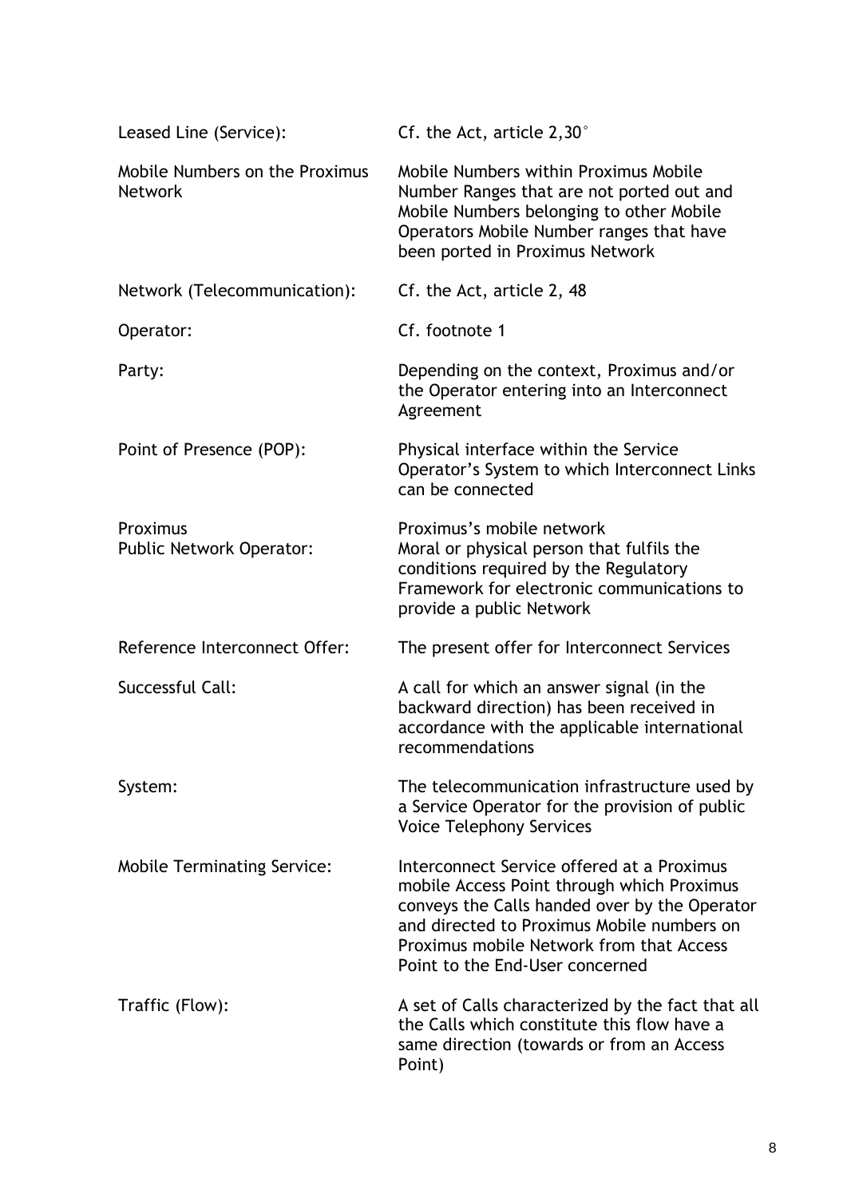| | |
|---|---|
| Leased Line (Service): | Cf. the Act, article 2,30° |
| Mobile Numbers on the Proximus Network | Mobile Numbers within Proximus Mobile Number Ranges that are not ported out and Mobile Numbers belonging to other Mobile Operators Mobile Number ranges that have been ported in Proximus Network |
| Network (Telecommunication): | Cf. the Act, article 2, 48 |
| Operator: | Cf. footnote 1 |
| Party: | Depending on the context, Proximus and/or the Operator entering into an Interconnect Agreement |
| Point of Presence (POP): | Physical interface within the Service Operator's System to which Interconnect Links can be connected |
| Proximus | Proximus's mobile network |
| Public Network Operator: | Moral or physical person that fulfils the conditions required by the Regulatory Framework for electronic communications to provide a public Network |
| Reference Interconnect Offer: | The present offer for Interconnect Services |
| Successful Call: | A call for which an answer signal (in the backward direction) has been received in accordance with the applicable international recommendations |
| System: | The telecommunication infrastructure used by a Service Operator for the provision of public Voice Telephony Services |
| Mobile Terminating Service: | Interconnect Service offered at a Proximus mobile Access Point through which Proximus conveys the Calls handed over by the Operator and directed to Proximus Mobile numbers on Proximus mobile Network from that Access Point to the End-User concerned |
| Traffic (Flow): | A set of Calls characterized by the fact that all the Calls which constitute this flow have a same direction (towards or from an Access Point) |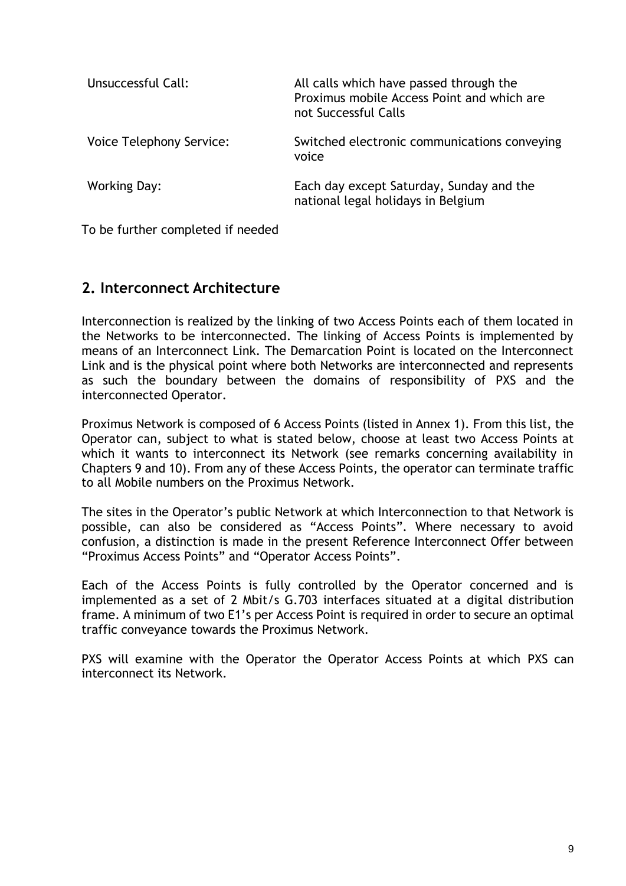| | |
|---|---|
| Unsuccessful Call: | All calls which have passed through the Proximus mobile Access Point and which are not Successful Calls |
| Voice Telephony Service: | Switched electronic communications conveying voice |
| Working Day: | Each day except Saturday, Sunday and the national legal holidays in Belgium |

To be further completed if needed

## 2. Interconnect Architecture

Interconnection is realized by the linking of two Access Points each of them located in the Networks to be interconnected. The linking of Access Points is implemented by means of an Interconnect Link. The Demarcation Point is located on the Interconnect Link and is the physical point where both Networks are interconnected and represents as such the boundary between the domains of responsibility of PXS and the interconnected Operator.

Proximus Network is composed of 6 Access Points (listed in Annex 1). From this list, the Operator can, subject to what is stated below, choose at least two Access Points at which it wants to interconnect its Network (see remarks concerning availability in Chapters 9 and 10). From any of these Access Points, the operator can terminate traffic to all Mobile numbers on the Proximus Network.

The sites in the Operator's public Network at which Interconnection to that Network is possible, can also be considered as "Access Points". Where necessary to avoid confusion, a distinction is made in the present Reference Interconnect Offer between "Proximus Access Points" and "Operator Access Points".

Each of the Access Points is fully controlled by the Operator concerned and is implemented as a set of 2 Mbit/s G.703 interfaces situated at a digital distribution frame. A minimum of two E1's per Access Point is required in order to secure an optimal traffic conveyance towards the Proximus Network.

PXS will examine with the Operator the Operator Access Points at which PXS can interconnect its Network.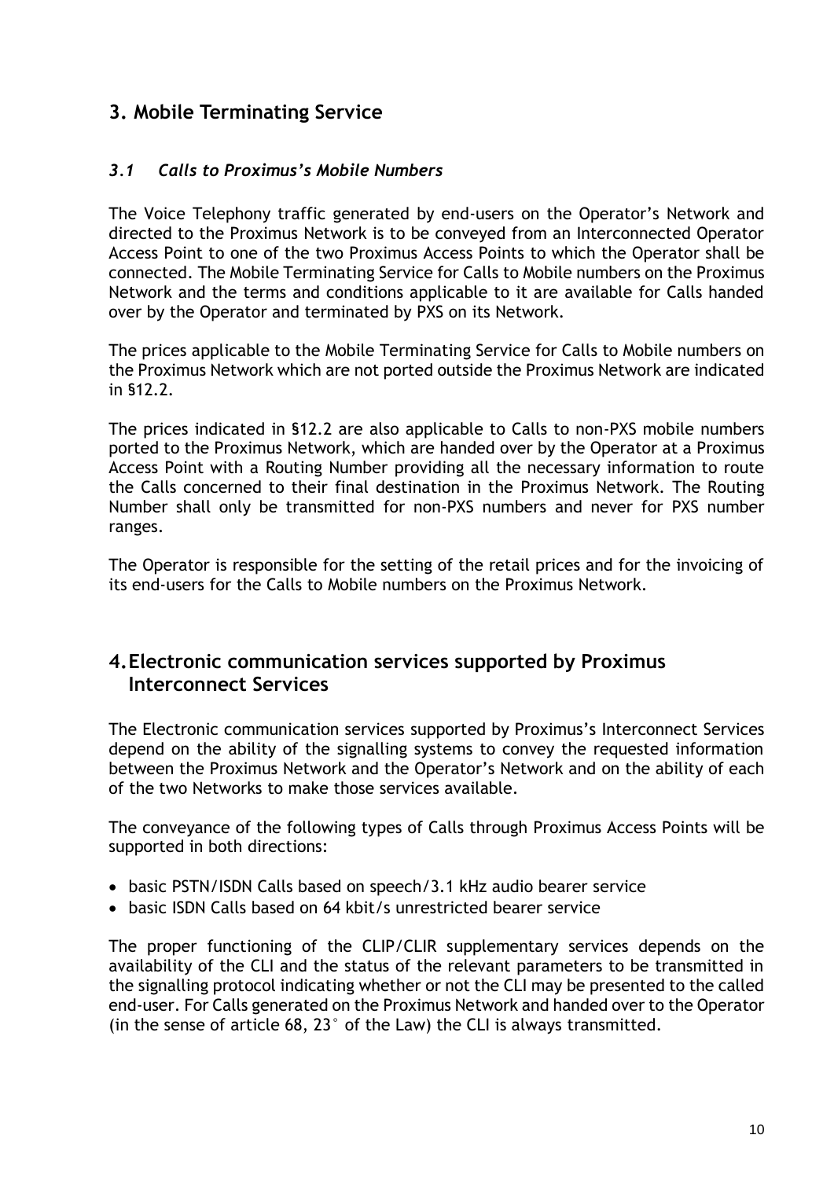## 3. Mobile Terminating Service

### *3.1 Calls to Proximus's Mobile Numbers*

The Voice Telephony traffic generated by end-users on the Operator's Network and directed to the Proximus Network is to be conveyed from an Interconnected Operator Access Point to one of the two Proximus Access Points to which the Operator shall be connected. The Mobile Terminating Service for Calls to Mobile numbers on the Proximus Network and the terms and conditions applicable to it are available for Calls handed over by the Operator and terminated by PXS on its Network.

The prices applicable to the Mobile Terminating Service for Calls to Mobile numbers on the Proximus Network which are not ported outside the Proximus Network are indicated in §12.2.

The prices indicated in §12.2 are also applicable to Calls to non-PXS mobile numbers ported to the Proximus Network, which are handed over by the Operator at a Proximus Access Point with a Routing Number providing all the necessary information to route the Calls concerned to their final destination in the Proximus Network. The Routing Number shall only be transmitted for non-PXS numbers and never for PXS number ranges.

The Operator is responsible for the setting of the retail prices and for the invoicing of its end-users for the Calls to Mobile numbers on the Proximus Network.

## 4. Electronic communication services supported by Proximus Interconnect Services

The Electronic communication services supported by Proximus's Interconnect Services depend on the ability of the signalling systems to convey the requested information between the Proximus Network and the Operator's Network and on the ability of each of the two Networks to make those services available.

The conveyance of the following types of Calls through Proximus Access Points will be supported in both directions:

- basic PSTN/ISDN Calls based on speech/3.1 kHz audio bearer service
- basic ISDN Calls based on 64 kbit/s unrestricted bearer service

The proper functioning of the CLIP/CLIR supplementary services depends on the availability of the CLI and the status of the relevant parameters to be transmitted in the signalling protocol indicating whether or not the CLI may be presented to the called end-user. For Calls generated on the Proximus Network and handed over to the Operator (in the sense of article 68, 23° of the Law) the CLI is always transmitted.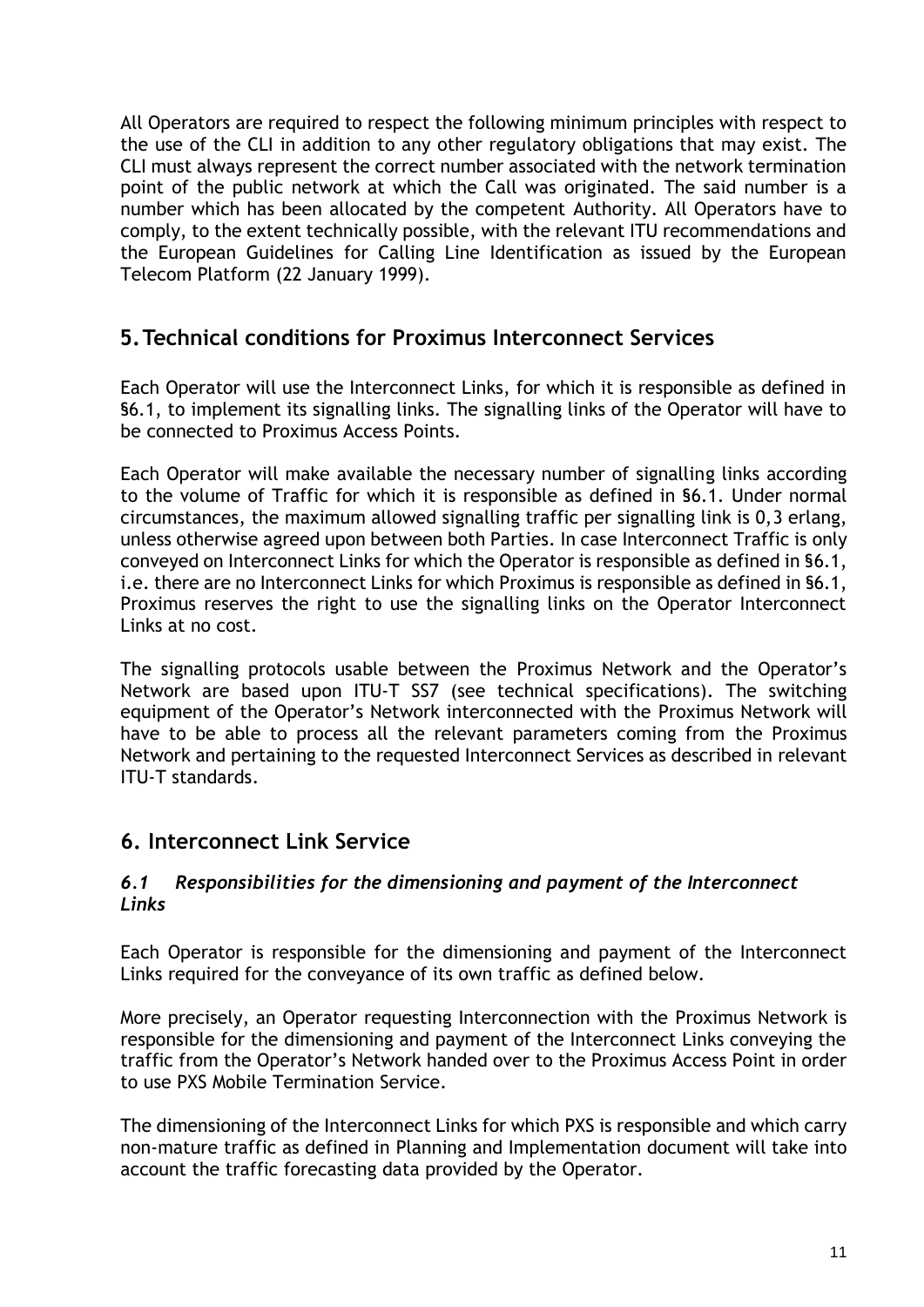All Operators are required to respect the following minimum principles with respect to the use of the CLI in addition to any other regulatory obligations that may exist. The CLI must always represent the correct number associated with the network termination point of the public network at which the Call was originated. The said number is a number which has been allocated by the competent Authority. All Operators have to comply, to the extent technically possible, with the relevant ITU recommendations and the European Guidelines for Calling Line Identification as issued by the European Telecom Platform (22 January 1999).

## 5. Technical conditions for Proximus Interconnect Services

Each Operator will use the Interconnect Links, for which it is responsible as defined in §6.1, to implement its signalling links. The signalling links of the Operator will have to be connected to Proximus Access Points.

Each Operator will make available the necessary number of signalling links according to the volume of Traffic for which it is responsible as defined in §6.1. Under normal circumstances, the maximum allowed signalling traffic per signalling link is 0,3 erlang, unless otherwise agreed upon between both Parties. In case Interconnect Traffic is only conveyed on Interconnect Links for which the Operator is responsible as defined in §6.1, i.e. there are no Interconnect Links for which Proximus is responsible as defined in §6.1, Proximus reserves the right to use the signalling links on the Operator Interconnect Links at no cost.

The signalling protocols usable between the Proximus Network and the Operator's Network are based upon ITU-T SS7 (see technical specifications). The switching equipment of the Operator's Network interconnected with the Proximus Network will have to be able to process all the relevant parameters coming from the Proximus Network and pertaining to the requested Interconnect Services as described in relevant ITU-T standards.

## 6. Interconnect Link Service

### *6.1 Responsibilities for the dimensioning and payment of the Interconnect Links*

Each Operator is responsible for the dimensioning and payment of the Interconnect Links required for the conveyance of its own traffic as defined below.

More precisely, an Operator requesting Interconnection with the Proximus Network is responsible for the dimensioning and payment of the Interconnect Links conveying the traffic from the Operator's Network handed over to the Proximus Access Point in order to use PXS Mobile Termination Service.

The dimensioning of the Interconnect Links for which PXS is responsible and which carry non-mature traffic as defined in Planning and Implementation document will take into account the traffic forecasting data provided by the Operator.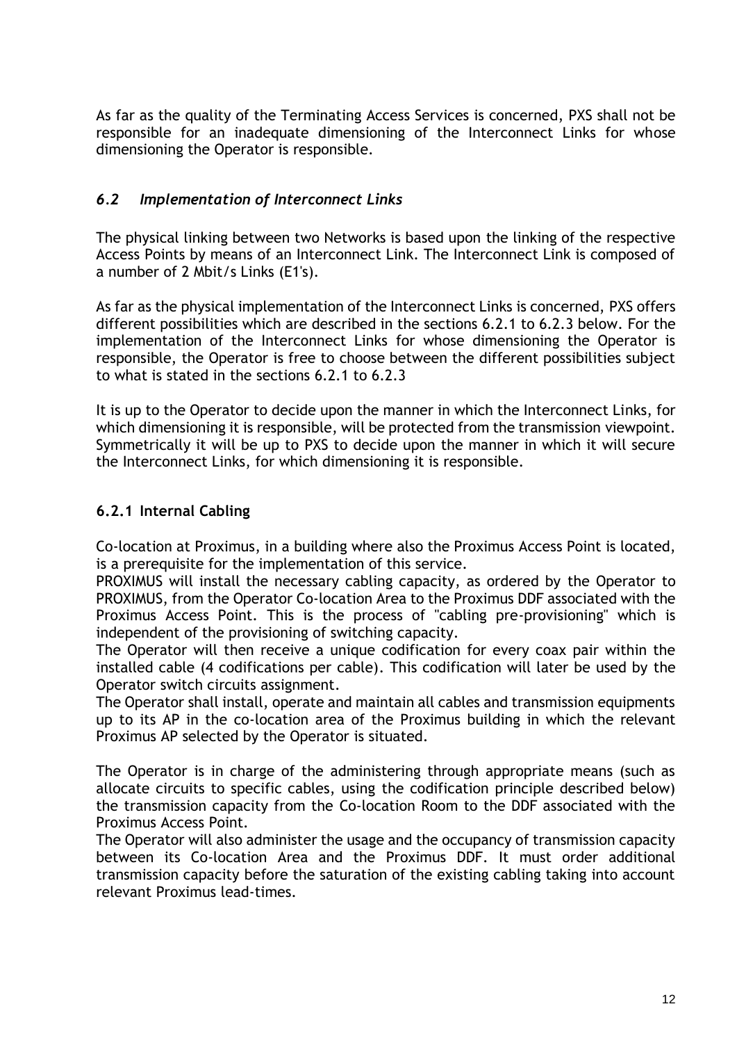As far as the quality of the Terminating Access Services is concerned, PXS shall not be responsible for an inadequate dimensioning of the Interconnect Links for whose dimensioning the Operator is responsible.

## *6.2 Implementation of Interconnect Links*

The physical linking between two Networks is based upon the linking of the respective Access Points by means of an Interconnect Link. The Interconnect Link is composed of a number of 2 Mbit/s Links (E1's).

As far as the physical implementation of the Interconnect Links is concerned, PXS offers different possibilities which are described in the sections 6.2.1 to 6.2.3 below. For the implementation of the Interconnect Links for whose dimensioning the Operator is responsible, the Operator is free to choose between the different possibilities subject to what is stated in the sections 6.2.1 to 6.2.3

It is up to the Operator to decide upon the manner in which the Interconnect Links, for which dimensioning it is responsible, will be protected from the transmission viewpoint. Symmetrically it will be up to PXS to decide upon the manner in which it will secure the Interconnect Links, for which dimensioning it is responsible.

### 6.2.1 Internal Cabling

Co-location at Proximus, in a building where also the Proximus Access Point is located, is a prerequisite for the implementation of this service.
PROXIMUS will install the necessary cabling capacity, as ordered by the Operator to PROXIMUS, from the Operator Co-location Area to the Proximus DDF associated with the Proximus Access Point. This is the process of "cabling pre-provisioning" which is independent of the provisioning of switching capacity.
The Operator will then receive a unique codification for every coax pair within the installed cable (4 codifications per cable). This codification will later be used by the Operator switch circuits assignment.
The Operator shall install, operate and maintain all cables and transmission equipments up to its AP in the co-location area of the Proximus building in which the relevant Proximus AP selected by the Operator is situated.

The Operator is in charge of the administering through appropriate means (such as allocate circuits to specific cables, using the codification principle described below) the transmission capacity from the Co-location Room to the DDF associated with the Proximus Access Point.
The Operator will also administer the usage and the occupancy of transmission capacity between its Co-location Area and the Proximus DDF. It must order additional transmission capacity before the saturation of the existing cabling taking into account relevant Proximus lead-times.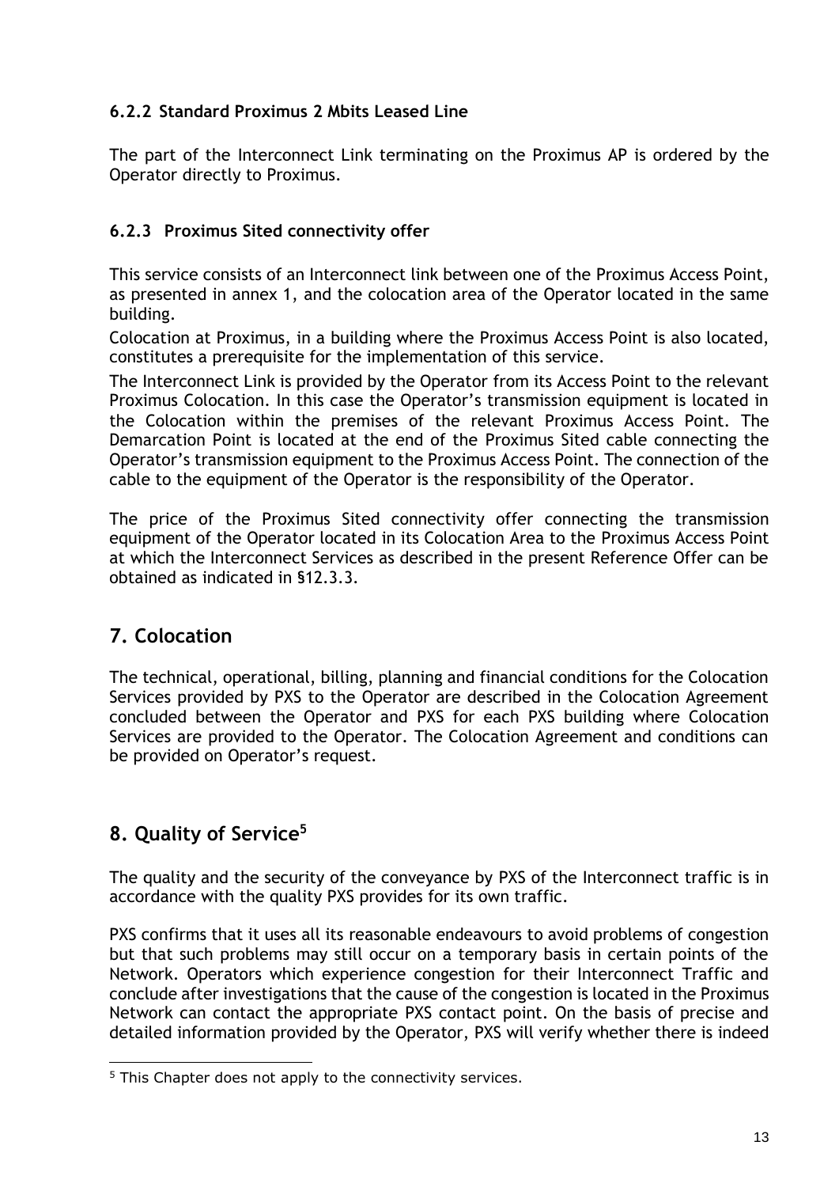### 6.2.2 Standard Proximus 2 Mbits Leased Line

The part of the Interconnect Link terminating on the Proximus AP is ordered by the Operator directly to Proximus.

### 6.2.3 Proximus Sited connectivity offer

This service consists of an Interconnect link between one of the Proximus Access Point, as presented in annex 1, and the colocation area of the Operator located in the same building.

Colocation at Proximus, in a building where the Proximus Access Point is also located, constitutes a prerequisite for the implementation of this service.

The Interconnect Link is provided by the Operator from its Access Point to the relevant Proximus Colocation. In this case the Operator's transmission equipment is located in the Colocation within the premises of the relevant Proximus Access Point. The Demarcation Point is located at the end of the Proximus Sited cable connecting the Operator's transmission equipment to the Proximus Access Point. The connection of the cable to the equipment of the Operator is the responsibility of the Operator.

The price of the Proximus Sited connectivity offer connecting the transmission equipment of the Operator located in its Colocation Area to the Proximus Access Point at which the Interconnect Services as described in the present Reference Offer can be obtained as indicated in §12.3.3.

## 7. Colocation

The technical, operational, billing, planning and financial conditions for the Colocation Services provided by PXS to the Operator are described in the Colocation Agreement concluded between the Operator and PXS for each PXS building where Colocation Services are provided to the Operator. The Colocation Agreement and conditions can be provided on Operator's request.

## 8. Quality of Service[5]

The quality and the security of the conveyance by PXS of the Interconnect traffic is in accordance with the quality PXS provides for its own traffic.

PXS confirms that it uses all its reasonable endeavours to avoid problems of congestion but that such problems may still occur on a temporary basis in certain points of the Network. Operators which experience congestion for their Interconnect Traffic and conclude after investigations that the cause of the congestion is located in the Proximus Network can contact the appropriate PXS contact point. On the basis of precise and detailed information provided by the Operator, PXS will verify whether there is indeed

[5] This Chapter does not apply to the connectivity services.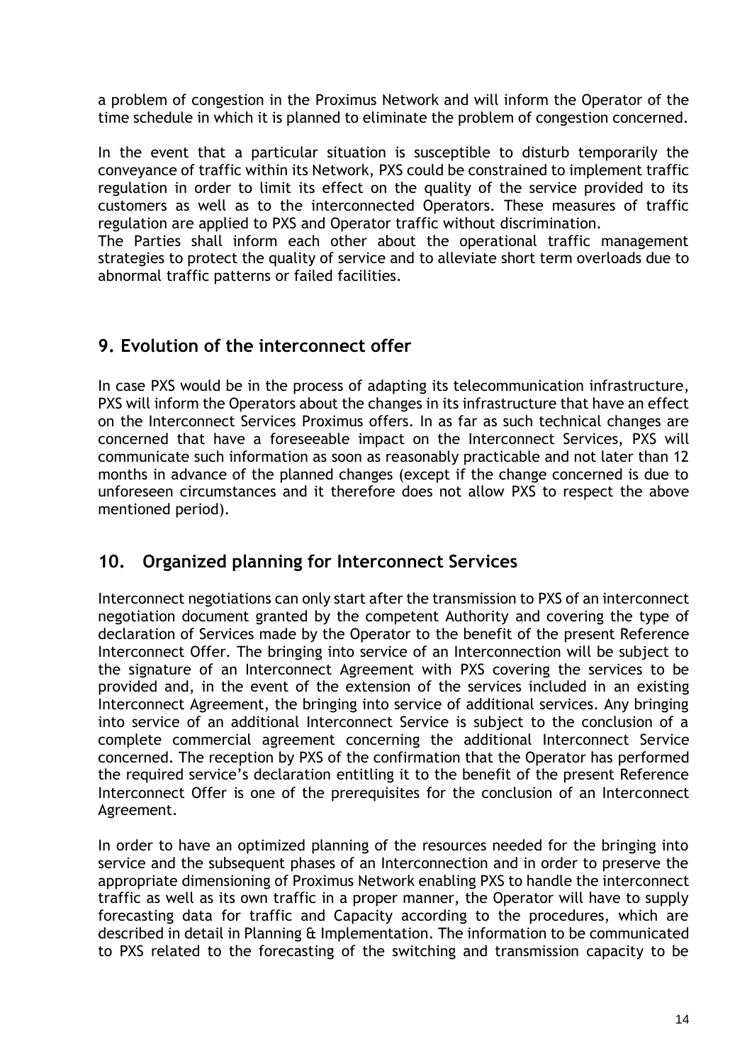a problem of congestion in the Proximus Network and will inform the Operator of the time schedule in which it is planned to eliminate the problem of congestion concerned.

In the event that a particular situation is susceptible to disturb temporarily the conveyance of traffic within its Network, PXS could be constrained to implement traffic regulation in order to limit its effect on the quality of the service provided to its customers as well as to the interconnected Operators. These measures of traffic regulation are applied to PXS and Operator traffic without discrimination.
The Parties shall inform each other about the operational traffic management strategies to protect the quality of service and to alleviate short term overloads due to abnormal traffic patterns or failed facilities.

## 9. Evolution of the interconnect offer

In case PXS would be in the process of adapting its telecommunication infrastructure, PXS will inform the Operators about the changes in its infrastructure that have an effect on the Interconnect Services Proximus offers. In as far as such technical changes are concerned that have a foreseeable impact on the Interconnect Services, PXS will communicate such information as soon as reasonably practicable and not later than 12 months in advance of the planned changes (except if the change concerned is due to unforeseen circumstances and it therefore does not allow PXS to respect the above mentioned period).

## 10. Organized planning for Interconnect Services

Interconnect negotiations can only start after the transmission to PXS of an interconnect negotiation document granted by the competent Authority and covering the type of declaration of Services made by the Operator to the benefit of the present Reference Interconnect Offer. The bringing into service of an Interconnection will be subject to the signature of an Interconnect Agreement with PXS covering the services to be provided and, in the event of the extension of the services included in an existing Interconnect Agreement, the bringing into service of additional services. Any bringing into service of an additional Interconnect Service is subject to the conclusion of a complete commercial agreement concerning the additional Interconnect Service concerned. The reception by PXS of the confirmation that the Operator has performed the required service's declaration entitling it to the benefit of the present Reference Interconnect Offer is one of the prerequisites for the conclusion of an Interconnect Agreement.

In order to have an optimized planning of the resources needed for the bringing into service and the subsequent phases of an Interconnection and in order to preserve the appropriate dimensioning of Proximus Network enabling PXS to handle the interconnect traffic as well as its own traffic in a proper manner, the Operator will have to supply forecasting data for traffic and Capacity according to the procedures, which are described in detail in Planning & Implementation. The information to be communicated to PXS related to the forecasting of the switching and transmission capacity to be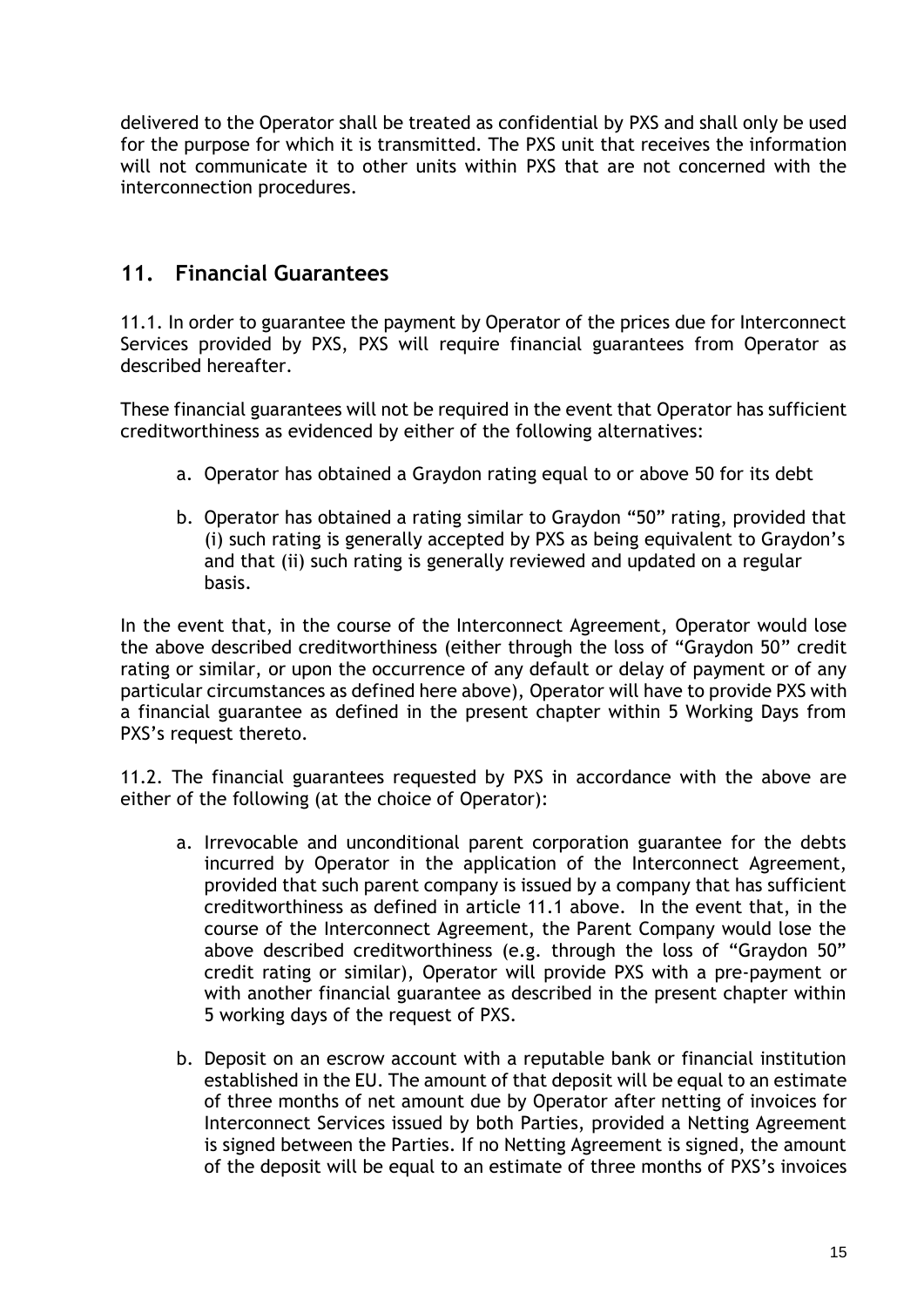delivered to the Operator shall be treated as confidential by PXS and shall only be used for the purpose for which it is transmitted. The PXS unit that receives the information will not communicate it to other units within PXS that are not concerned with the interconnection procedures.

## 11. Financial Guarantees

11.1. In order to guarantee the payment by Operator of the prices due for Interconnect Services provided by PXS, PXS will require financial guarantees from Operator as described hereafter.

These financial guarantees will not be required in the event that Operator has sufficient creditworthiness as evidenced by either of the following alternatives:

a. Operator has obtained a Graydon rating equal to or above 50 for its debt

b. Operator has obtained a rating similar to Graydon "50" rating, provided that (i) such rating is generally accepted by PXS as being equivalent to Graydon's and that (ii) such rating is generally reviewed and updated on a regular basis.

In the event that, in the course of the Interconnect Agreement, Operator would lose the above described creditworthiness (either through the loss of "Graydon 50" credit rating or similar, or upon the occurrence of any default or delay of payment or of any particular circumstances as defined here above), Operator will have to provide PXS with a financial guarantee as defined in the present chapter within 5 Working Days from PXS's request thereto.

11.2. The financial guarantees requested by PXS in accordance with the above are either of the following (at the choice of Operator):

a. Irrevocable and unconditional parent corporation guarantee for the debts incurred by Operator in the application of the Interconnect Agreement, provided that such parent company is issued by a company that has sufficient creditworthiness as defined in article 11.1 above. In the event that, in the course of the Interconnect Agreement, the Parent Company would lose the above described creditworthiness (e.g. through the loss of "Graydon 50" credit rating or similar), Operator will provide PXS with a pre-payment or with another financial guarantee as described in the present chapter within 5 working days of the request of PXS.

b. Deposit on an escrow account with a reputable bank or financial institution established in the EU. The amount of that deposit will be equal to an estimate of three months of net amount due by Operator after netting of invoices for Interconnect Services issued by both Parties, provided a Netting Agreement is signed between the Parties. If no Netting Agreement is signed, the amount of the deposit will be equal to an estimate of three months of PXS's invoices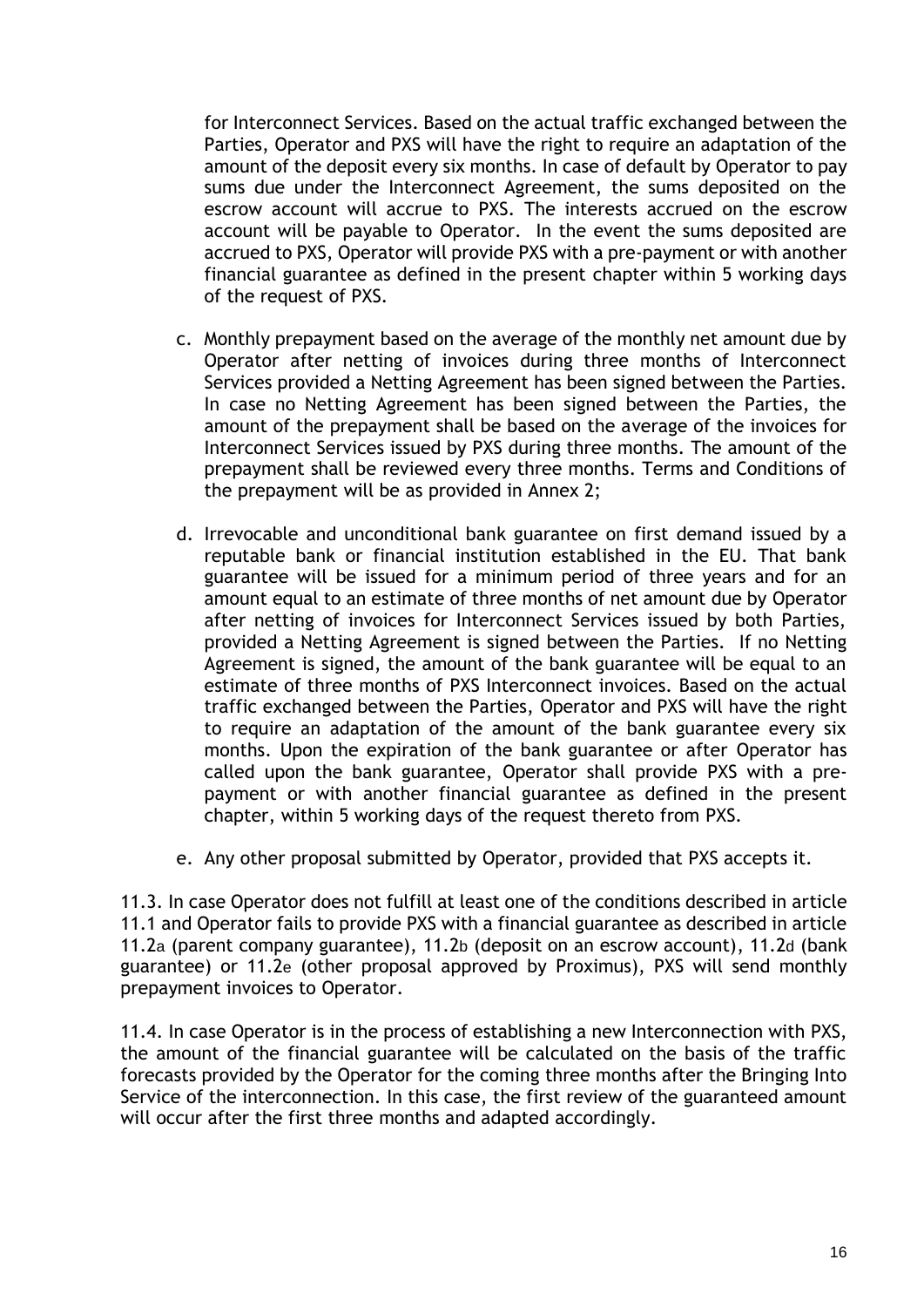for Interconnect Services. Based on the actual traffic exchanged between the Parties, Operator and PXS will have the right to require an adaptation of the amount of the deposit every six months. In case of default by Operator to pay sums due under the Interconnect Agreement, the sums deposited on the escrow account will accrue to PXS. The interests accrued on the escrow account will be payable to Operator. In the event the sums deposited are accrued to PXS, Operator will provide PXS with a pre-payment or with another financial guarantee as defined in the present chapter within 5 working days of the request of PXS.

c. Monthly prepayment based on the average of the monthly net amount due by Operator after netting of invoices during three months of Interconnect Services provided a Netting Agreement has been signed between the Parties. In case no Netting Agreement has been signed between the Parties, the amount of the prepayment shall be based on the average of the invoices for Interconnect Services issued by PXS during three months. The amount of the prepayment shall be reviewed every three months. Terms and Conditions of the prepayment will be as provided in Annex 2;

d. Irrevocable and unconditional bank guarantee on first demand issued by a reputable bank or financial institution established in the EU. That bank guarantee will be issued for a minimum period of three years and for an amount equal to an estimate of three months of net amount due by Operator after netting of invoices for Interconnect Services issued by both Parties, provided a Netting Agreement is signed between the Parties. If no Netting Agreement is signed, the amount of the bank guarantee will be equal to an estimate of three months of PXS Interconnect invoices. Based on the actual traffic exchanged between the Parties, Operator and PXS will have the right to require an adaptation of the amount of the bank guarantee every six months. Upon the expiration of the bank guarantee or after Operator has called upon the bank guarantee, Operator shall provide PXS with a pre-payment or with another financial guarantee as defined in the present chapter, within 5 working days of the request thereto from PXS.

e. Any other proposal submitted by Operator, provided that PXS accepts it.

11.3. In case Operator does not fulfill at least one of the conditions described in article 11.1 and Operator fails to provide PXS with a financial guarantee as described in article 11.2a (parent company guarantee), 11.2b (deposit on an escrow account), 11.2d (bank guarantee) or 11.2e (other proposal approved by Proximus), PXS will send monthly prepayment invoices to Operator.

11.4. In case Operator is in the process of establishing a new Interconnection with PXS, the amount of the financial guarantee will be calculated on the basis of the traffic forecasts provided by the Operator for the coming three months after the Bringing Into Service of the interconnection. In this case, the first review of the guaranteed amount will occur after the first three months and adapted accordingly.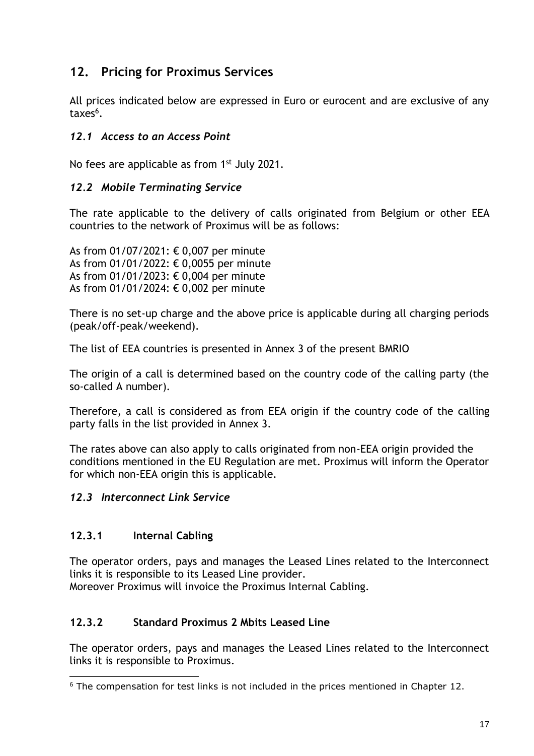## 12. Pricing for Proximus Services

All prices indicated below are expressed in Euro or eurocent and are exclusive of any taxes[6].

### *12.1 Access to an Access Point*

No fees are applicable as from 1st July 2021.

### *12.2 Mobile Terminating Service*

The rate applicable to the delivery of calls originated from Belgium or other EEA countries to the network of Proximus will be as follows:

As from 01/07/2021: € 0,007 per minute
As from 01/01/2022: € 0,0055 per minute
As from 01/01/2023: € 0,004 per minute
As from 01/01/2024: € 0,002 per minute

There is no set-up charge and the above price is applicable during all charging periods (peak/off-peak/weekend).

The list of EEA countries is presented in Annex 3 of the present BMRIO

The origin of a call is determined based on the country code of the calling party (the so-called A number).

Therefore, a call is considered as from EEA origin if the country code of the calling party falls in the list provided in Annex 3.

The rates above can also apply to calls originated from non-EEA origin provided the conditions mentioned in the EU Regulation are met. Proximus will inform the Operator for which non-EEA origin this is applicable.

### *12.3 Interconnect Link Service*

#### 12.3.1 Internal Cabling

The operator orders, pays and manages the Leased Lines related to the Interconnect links it is responsible to its Leased Line provider.
Moreover Proximus will invoice the Proximus Internal Cabling.

#### 12.3.2 Standard Proximus 2 Mbits Leased Line

The operator orders, pays and manages the Leased Lines related to the Interconnect links it is responsible to Proximus.

[6] The compensation for test links is not included in the prices mentioned in Chapter 12.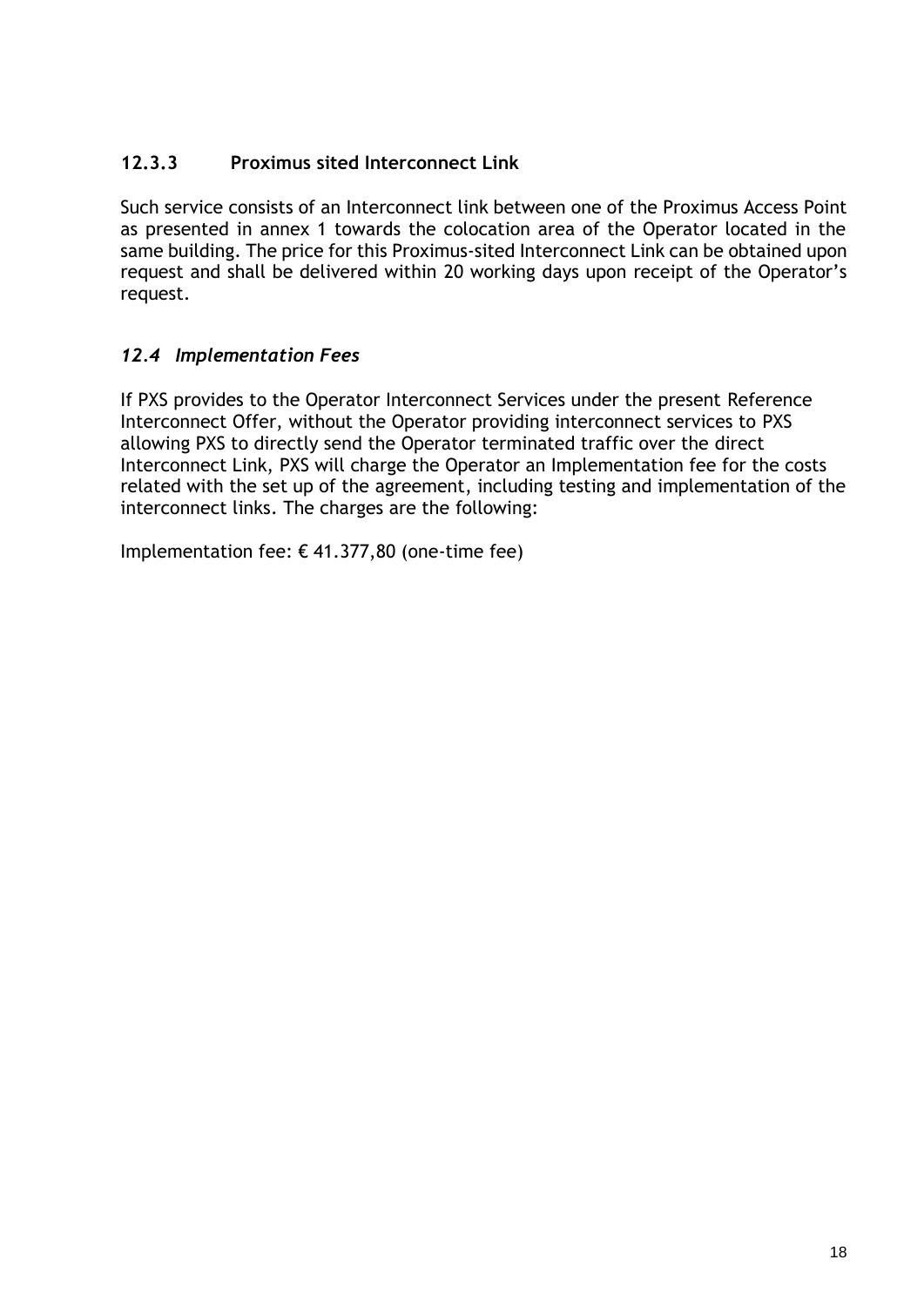#### 12.3.3 Proximus sited Interconnect Link

Such service consists of an Interconnect link between one of the Proximus Access Point as presented in annex 1 towards the colocation area of the Operator located in the same building. The price for this Proximus-sited Interconnect Link can be obtained upon request and shall be delivered within 20 working days upon receipt of the Operator's request.

### *12.4 Implementation Fees*

If PXS provides to the Operator Interconnect Services under the present Reference Interconnect Offer, without the Operator providing interconnect services to PXS allowing PXS to directly send the Operator terminated traffic over the direct Interconnect Link, PXS will charge the Operator an Implementation fee for the costs related with the set up of the agreement, including testing and implementation of the interconnect links. The charges are the following:

Implementation fee: € 41.377,80 (one-time fee)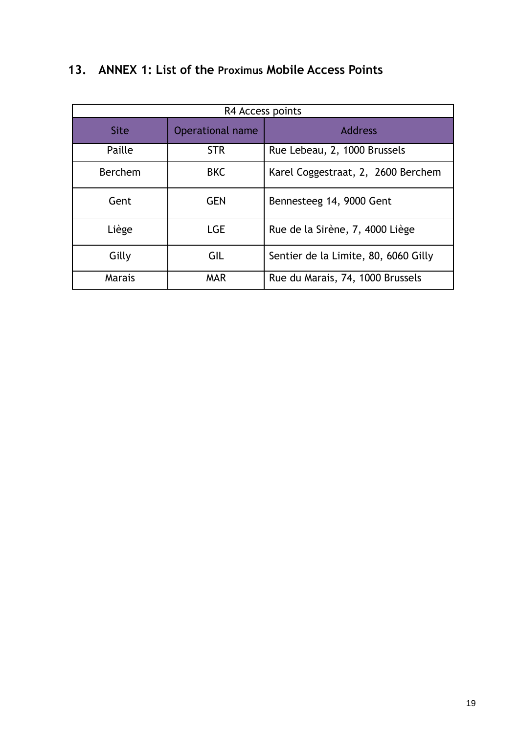## 13. ANNEX 1: List of the Proximus Mobile Access Points

| R4 Access points | | |
|---|---|---|
| Site | Operational name | Address |
| Paille | STR | Rue Lebeau, 2, 1000 Brussels |
| Berchem | BKC | Karel Coggestraat, 2, 2600 Berchem |
| Gent | GEN | Bennesteeg 14, 9000 Gent |
| Liège | LGE | Rue de la Sirène, 7, 4000 Liège |
| Gilly | GIL | Sentier de la Limite, 80, 6060 Gilly |
| Marais | MAR | Rue du Marais, 74, 1000 Brussels |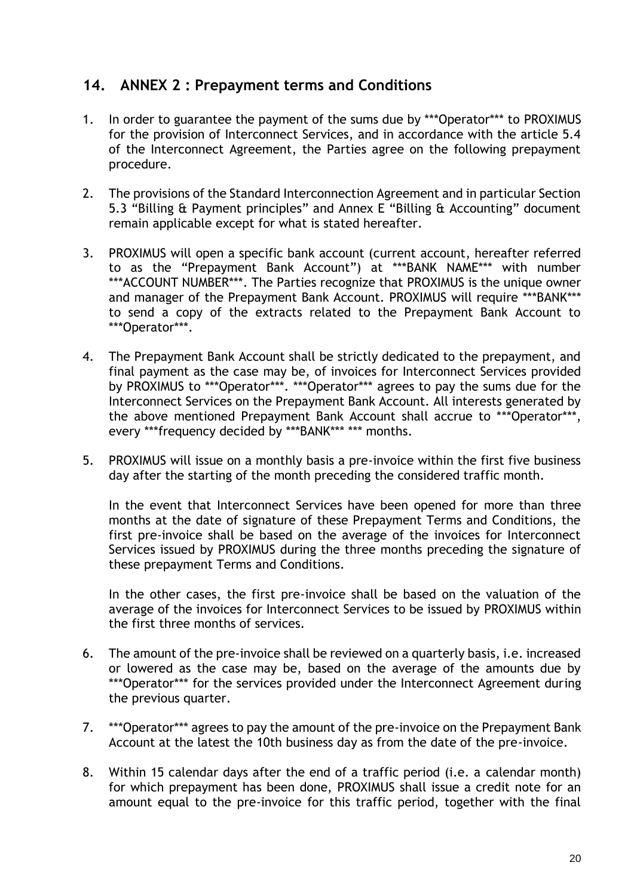## 14. ANNEX 2 : Prepayment terms and Conditions

1. In order to guarantee the payment of the sums due by ***Operator*** to PROXIMUS for the provision of Interconnect Services, and in accordance with the article 5.4 of the Interconnect Agreement, the Parties agree on the following prepayment procedure.

2. The provisions of the Standard Interconnection Agreement and in particular Section 5.3 "Billing & Payment principles" and Annex E "Billing & Accounting" document remain applicable except for what is stated hereafter.

3. PROXIMUS will open a specific bank account (current account, hereafter referred to as the "Prepayment Bank Account") at ***BANK NAME*** with number ***ACCOUNT NUMBER***. The Parties recognize that PROXIMUS is the unique owner and manager of the Prepayment Bank Account. PROXIMUS will require ***BANK*** to send a copy of the extracts related to the Prepayment Bank Account to ***Operator***.

4. The Prepayment Bank Account shall be strictly dedicated to the prepayment, and final payment as the case may be, of invoices for Interconnect Services provided by PROXIMUS to ***Operator***. ***Operator*** agrees to pay the sums due for the Interconnect Services on the Prepayment Bank Account. All interests generated by the above mentioned Prepayment Bank Account shall accrue to ***Operator***, every ***frequency decided by ***BANK*** *** months.

5. PROXIMUS will issue on a monthly basis a pre-invoice within the first five business day after the starting of the month preceding the considered traffic month.

   In the event that Interconnect Services have been opened for more than three months at the date of signature of these Prepayment Terms and Conditions, the first pre-invoice shall be based on the average of the invoices for Interconnect Services issued by PROXIMUS during the three months preceding the signature of these prepayment Terms and Conditions.

   In the other cases, the first pre-invoice shall be based on the valuation of the average of the invoices for Interconnect Services to be issued by PROXIMUS within the first three months of services.

6. The amount of the pre-invoice shall be reviewed on a quarterly basis, i.e. increased or lowered as the case may be, based on the average of the amounts due by ***Operator*** for the services provided under the Interconnect Agreement during the previous quarter.

7. ***Operator*** agrees to pay the amount of the pre-invoice on the Prepayment Bank Account at the latest the 10th business day as from the date of the pre-invoice.

8. Within 15 calendar days after the end of a traffic period (i.e. a calendar month) for which prepayment has been done, PROXIMUS shall issue a credit note for an amount equal to the pre-invoice for this traffic period, together with the final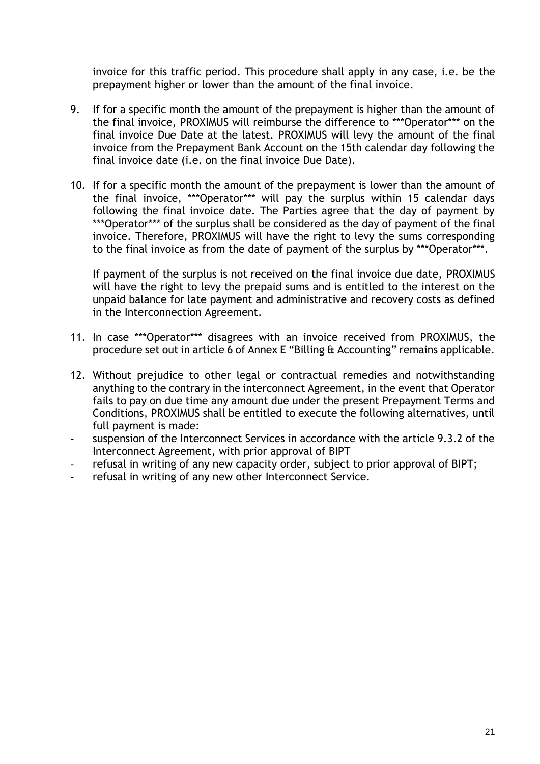invoice for this traffic period. This procedure shall apply in any case, i.e. be the prepayment higher or lower than the amount of the final invoice.

9. If for a specific month the amount of the prepayment is higher than the amount of the final invoice, PROXIMUS will reimburse the difference to ***Operator*** on the final invoice Due Date at the latest. PROXIMUS will levy the amount of the final invoice from the Prepayment Bank Account on the 15th calendar day following the final invoice date (i.e. on the final invoice Due Date).

10. If for a specific month the amount of the prepayment is lower than the amount of the final invoice, ***Operator*** will pay the surplus within 15 calendar days following the final invoice date. The Parties agree that the day of payment by ***Operator*** of the surplus shall be considered as the day of payment of the final invoice. Therefore, PROXIMUS will have the right to levy the sums corresponding to the final invoice as from the date of payment of the surplus by ***Operator***.

    If payment of the surplus is not received on the final invoice due date, PROXIMUS will have the right to levy the prepaid sums and is entitled to the interest on the unpaid balance for late payment and administrative and recovery costs as defined in the Interconnection Agreement.

11. In case ***Operator*** disagrees with an invoice received from PROXIMUS, the procedure set out in article 6 of Annex E "Billing & Accounting" remains applicable.

12. Without prejudice to other legal or contractual remedies and notwithstanding anything to the contrary in the interconnect Agreement, in the event that Operator fails to pay on due time any amount due under the present Prepayment Terms and Conditions, PROXIMUS shall be entitled to execute the following alternatives, until full payment is made:

- suspension of the Interconnect Services in accordance with the article 9.3.2 of the Interconnect Agreement, with prior approval of BIPT
- refusal in writing of any new capacity order, subject to prior approval of BIPT;
- refusal in writing of any new other Interconnect Service.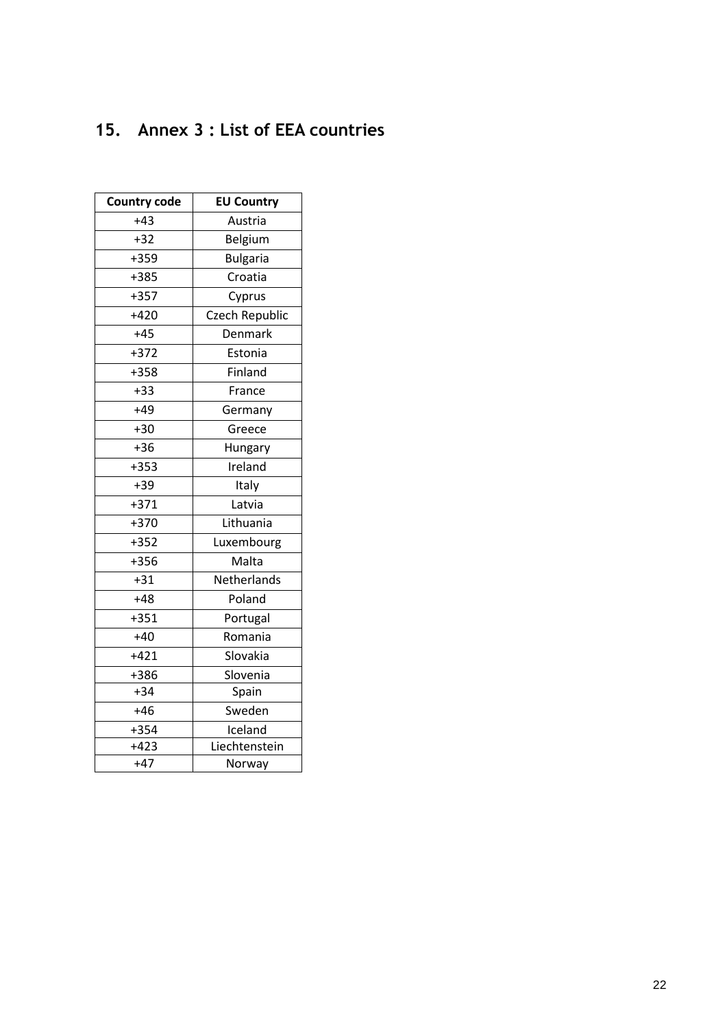## 15. Annex 3 : List of EEA countries

| Country code | EU Country |
|---|---|
| +43 | Austria |
| +32 | Belgium |
| +359 | Bulgaria |
| +385 | Croatia |
| +357 | Cyprus |
| +420 | Czech Republic |
| +45 | Denmark |
| +372 | Estonia |
| +358 | Finland |
| +33 | France |
| +49 | Germany |
| +30 | Greece |
| +36 | Hungary |
| +353 | Ireland |
| +39 | Italy |
| +371 | Latvia |
| +370 | Lithuania |
| +352 | Luxembourg |
| +356 | Malta |
| +31 | Netherlands |
| +48 | Poland |
| +351 | Portugal |
| +40 | Romania |
| +421 | Slovakia |
| +386 | Slovenia |
| +34 | Spain |
| +46 | Sweden |
| +354 | Iceland |
| +423 | Liechtenstein |
| +47 | Norway |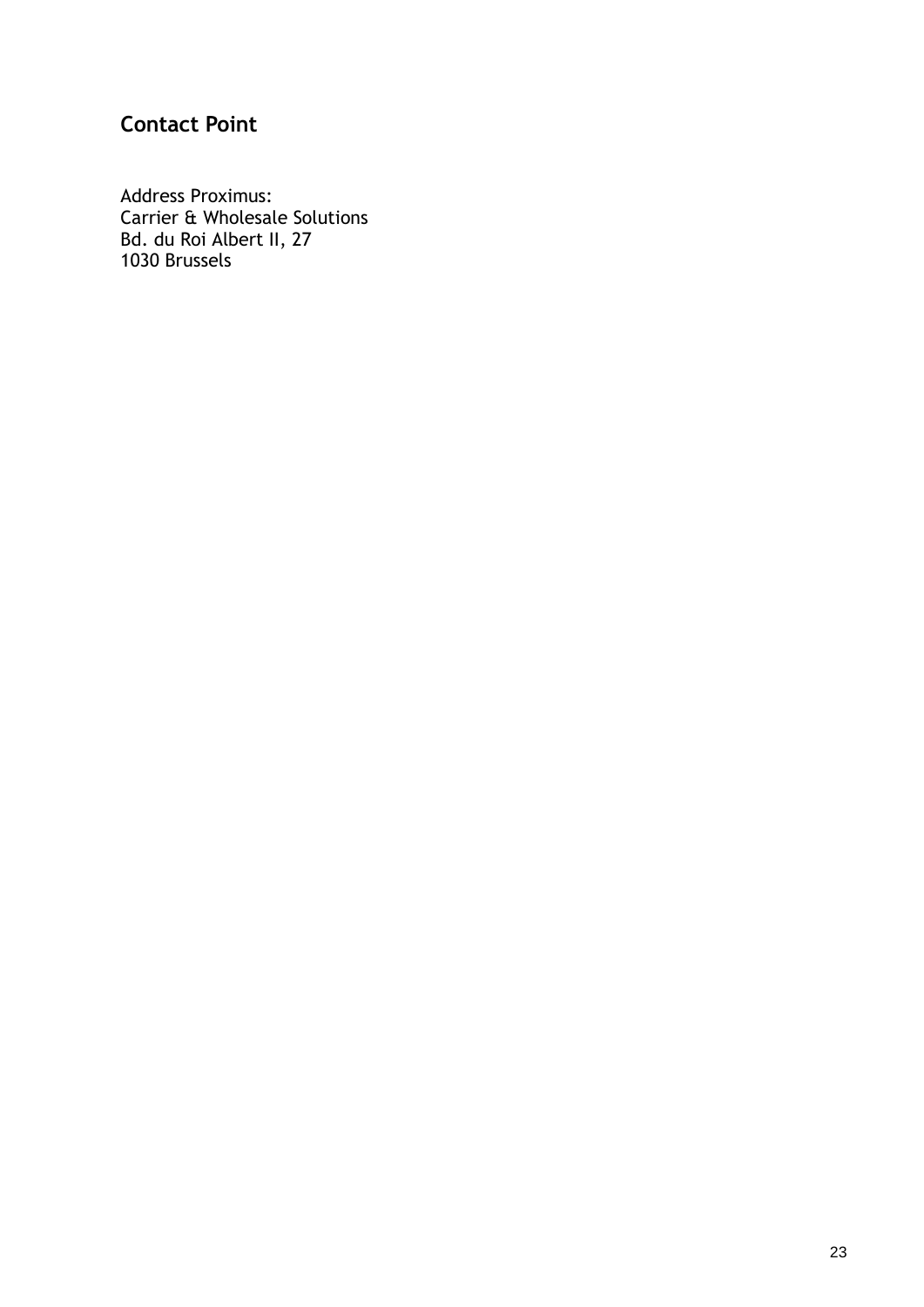## Contact Point

Address Proximus:
Carrier & Wholesale Solutions
Bd. du Roi Albert II, 27
1030 Brussels